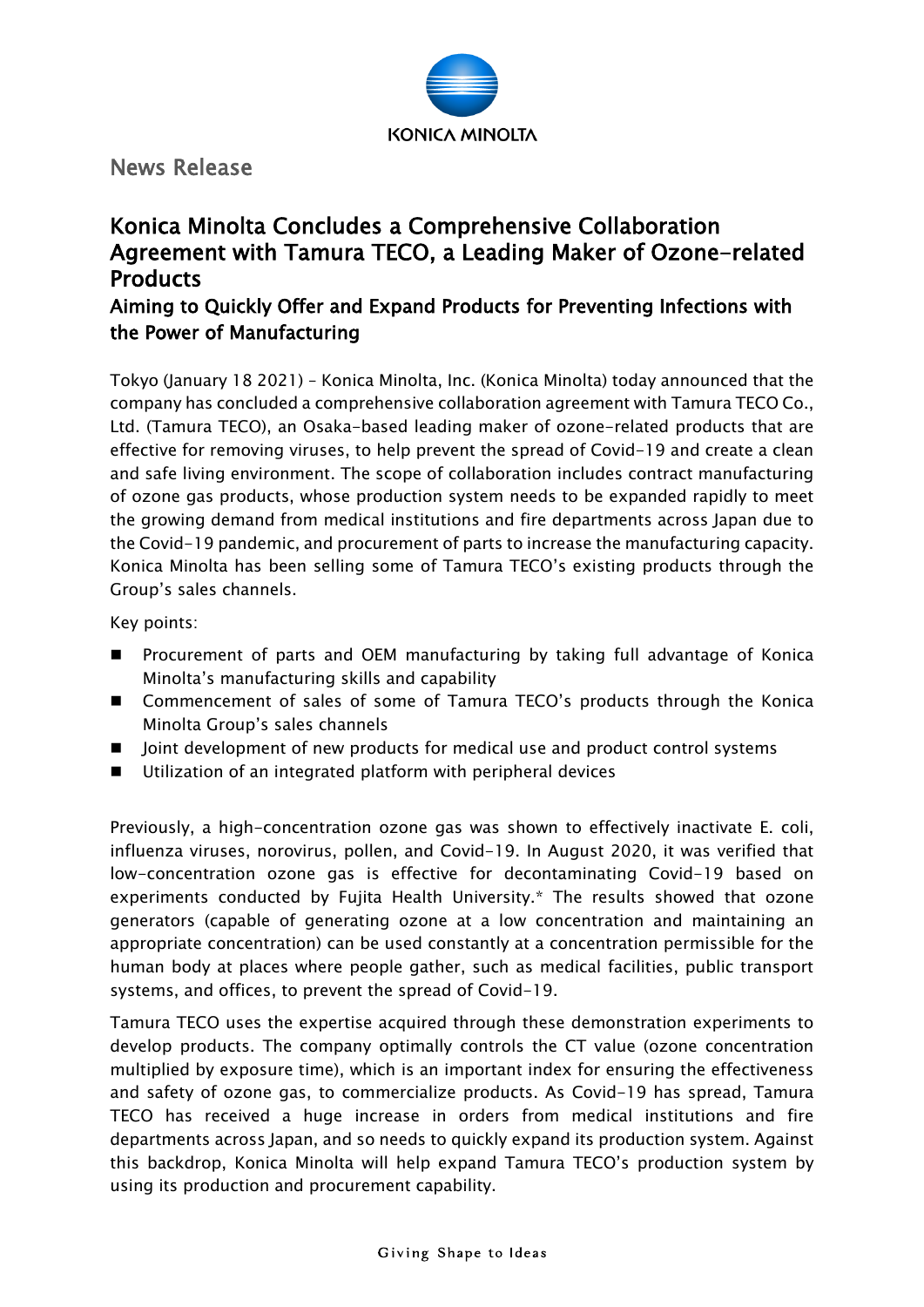News Release

# Konica Minolta Concludes a Comprehensive Collaboration Agreement with Tamura TECO, a Leading Maker of Ozone-related Products

## Aiming to Quickly Offer and Expand Products for Preventing Infections with the Power of Manufacturing

Tokyo (January 18 2021) – Konica Minolta, Inc. (Konica Minolta) today announced that the company has concluded a comprehensive collaboration agreement with Tamura TECO Co., Ltd. (Tamura TECO), an Osaka-based leading maker of ozone-related products that are effective for removing viruses, to help prevent the spread of Covid-19 and create a clean and safe living environment. The scope of collaboration includes contract manufacturing of ozone gas products, whose production system needs to be expanded rapidly to meet the growing demand from medical institutions and fire departments across Japan due to the Covid-19 pandemic, and procurement of parts to increase the manufacturing capacity. Konica Minolta has been selling some of Tamura TECO's existing products through the Group's sales channels.

Key points:

- Procurement of parts and OEM manufacturing by taking full advantage of Konica Minolta's manufacturing skills and capability
- Commencement of sales of some of Tamura TECO's products through the Konica Minolta Group's sales channels
- Joint development of new products for medical use and product control systems
- Utilization of an integrated platform with peripheral devices

Previously, a high-concentration ozone gas was shown to effectively inactivate E. coli, influenza viruses, norovirus, pollen, and Covid-19. In August 2020, it was verified that low-concentration ozone gas is effective for decontaminating Covid-19 based on experiments conducted by Fujita Health University.* The results showed that ozone generators (capable of generating ozone at a low concentration and maintaining an appropriate concentration) can be used constantly at a concentration permissible for the human body at places where people gather, such as medical facilities, public transport systems, and offices, to prevent the spread of Covid-19.

Tamura TECO uses the expertise acquired through these demonstration experiments to develop products. The company optimally controls the CT value (ozone concentration multiplied by exposure time), which is an important index for ensuring the effectiveness and safety of ozone gas, to commercialize products. As Covid-19 has spread, Tamura TECO has received a huge increase in orders from medical institutions and fire departments across Japan, and so needs to quickly expand its production system. Against this backdrop, Konica Minolta will help expand Tamura TECO's production system by using its production and procurement capability.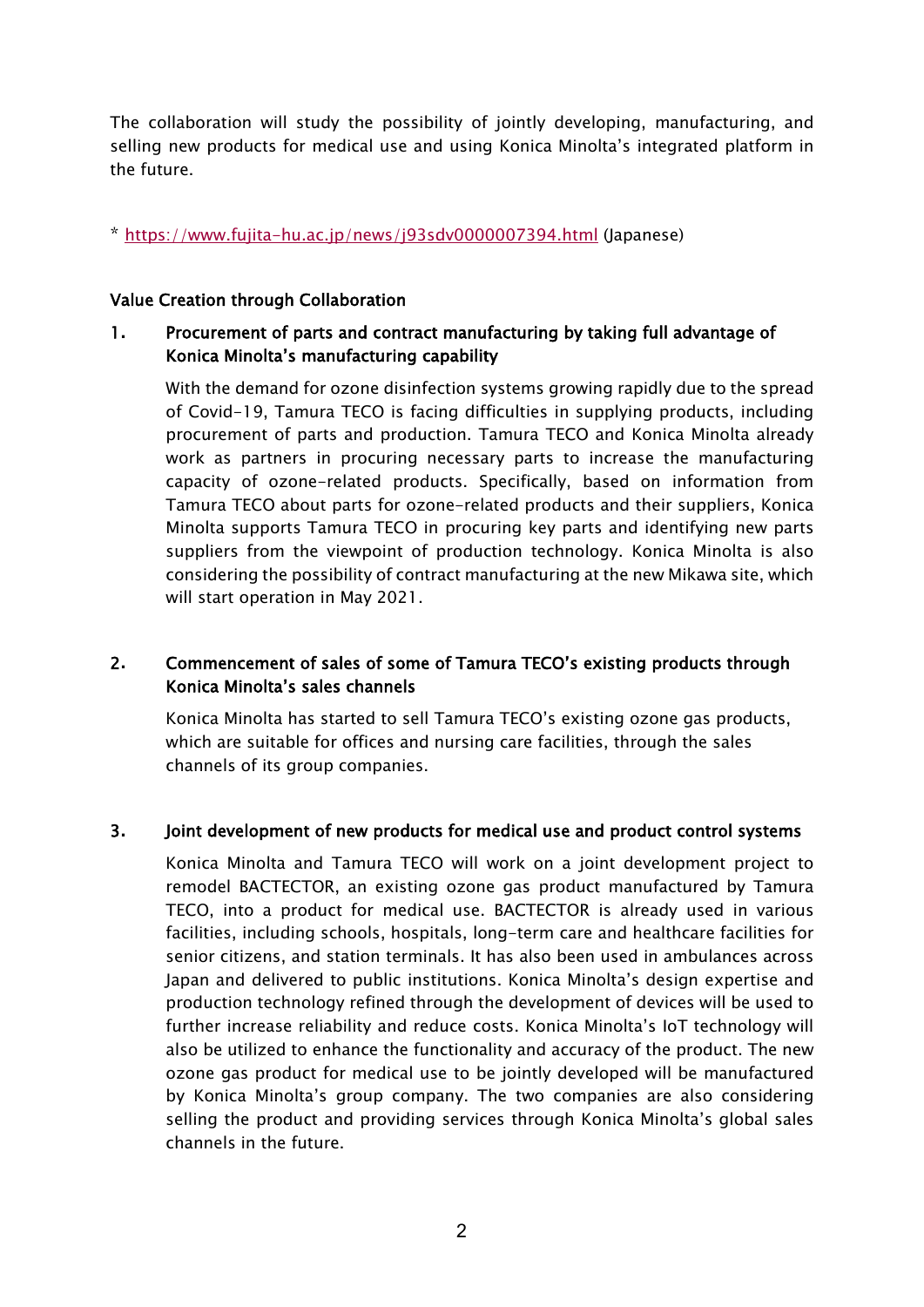The collaboration will study the possibility of jointly developing, manufacturing, and selling new products for medical use and using Konica Minolta's integrated platform in the future.

* https://www.fujita-hu.ac.jp/news/j93sdv0000007394.html (Japanese)

## Value Creation through Collaboration

### 1. Procurement of parts and contract manufacturing by taking full advantage of Konica Minolta's manufacturing capability

With the demand for ozone disinfection systems growing rapidly due to the spread of Covid-19, Tamura TECO is facing difficulties in supplying products, including procurement of parts and production. Tamura TECO and Konica Minolta already work as partners in procuring necessary parts to increase the manufacturing capacity of ozone-related products. Specifically, based on information from Tamura TECO about parts for ozone-related products and their suppliers, Konica Minolta supports Tamura TECO in procuring key parts and identifying new parts suppliers from the viewpoint of production technology. Konica Minolta is also considering the possibility of contract manufacturing at the new Mikawa site, which will start operation in May 2021.

### 2. Commencement of sales of some of Tamura TECO's existing products through Konica Minolta's sales channels

Konica Minolta has started to sell Tamura TECO's existing ozone gas products, which are suitable for offices and nursing care facilities, through the sales channels of its group companies.

### 3. Joint development of new products for medical use and product control systems

Konica Minolta and Tamura TECO will work on a joint development project to remodel BACTECTOR, an existing ozone gas product manufactured by Tamura TECO, into a product for medical use. BACTECTOR is already used in various facilities, including schools, hospitals, long-term care and healthcare facilities for senior citizens, and station terminals. It has also been used in ambulances across Japan and delivered to public institutions. Konica Minolta's design expertise and production technology refined through the development of devices will be used to further increase reliability and reduce costs. Konica Minolta's IoT technology will also be utilized to enhance the functionality and accuracy of the product. The new ozone gas product for medical use to be jointly developed will be manufactured by Konica Minolta's group company. The two companies are also considering selling the product and providing services through Konica Minolta's global sales channels in the future.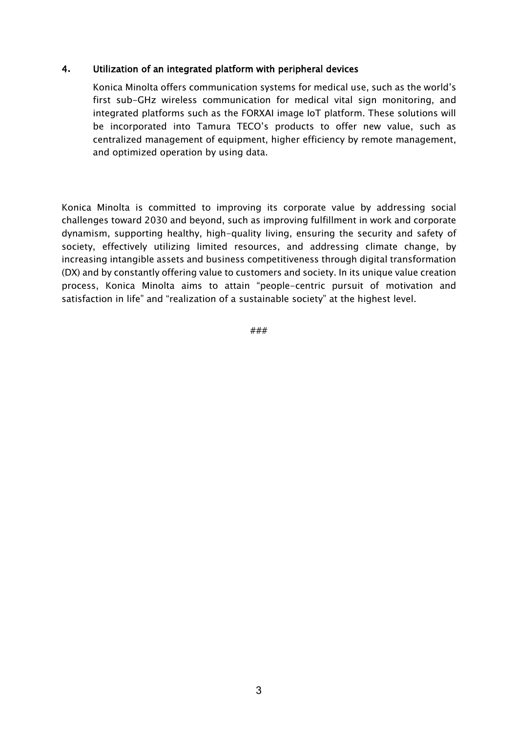### 4. Utilization of an integrated platform with peripheral devices

Konica Minolta offers communication systems for medical use, such as the world's first sub-GHz wireless communication for medical vital sign monitoring, and integrated platforms such as the FORXAI image IoT platform. These solutions will be incorporated into Tamura TECO's products to offer new value, such as centralized management of equipment, higher efficiency by remote management, and optimized operation by using data.

Konica Minolta is committed to improving its corporate value by addressing social challenges toward 2030 and beyond, such as improving fulfillment in work and corporate dynamism, supporting healthy, high-quality living, ensuring the security and safety of society, effectively utilizing limited resources, and addressing climate change, by increasing intangible assets and business competitiveness through digital transformation (DX) and by constantly offering value to customers and society. In its unique value creation process, Konica Minolta aims to attain "people-centric pursuit of motivation and satisfaction in life" and "realization of a sustainable society" at the highest level.

###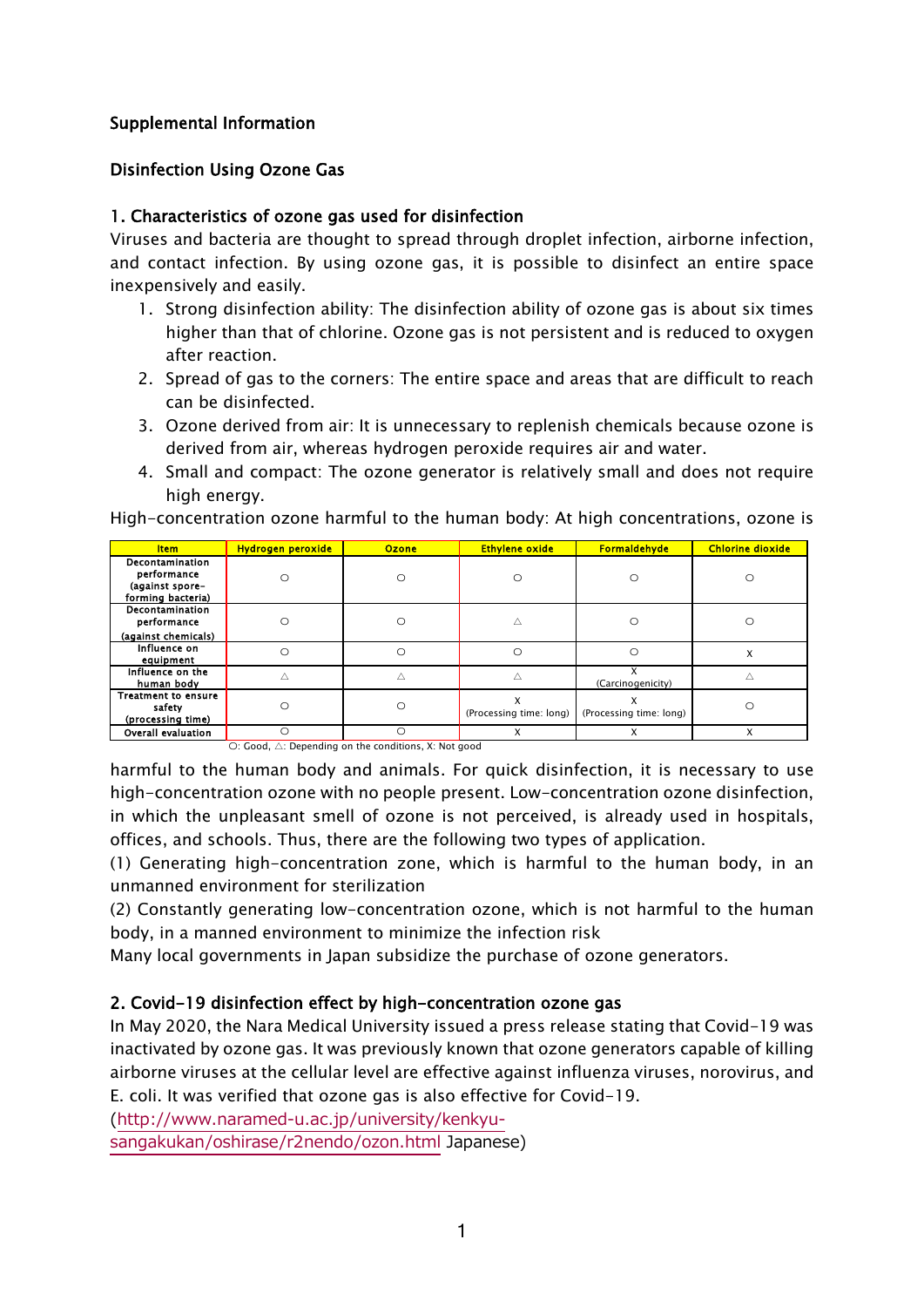**Supplemental Information**

**Disinfection Using Ozone Gas**

**1. Characteristics of ozone gas used for disinfection**

Viruses and bacteria are thought to spread through droplet infection, airborne infection, and contact infection. By using ozone gas, it is possible to disinfect an entire space inexpensively and easily.

1. Strong disinfection ability: The disinfection ability of ozone gas is about six times higher than that of chlorine. Ozone gas is not persistent and is reduced to oxygen after reaction.
2. Spread of gas to the corners: The entire space and areas that are difficult to reach can be disinfected.
3. Ozone derived from air: It is unnecessary to replenish chemicals because ozone is derived from air, whereas hydrogen peroxide requires air and water.
4. Small and compact: The ozone generator is relatively small and does not require high energy.

High-concentration ozone harmful to the human body: At high concentrations, ozone is harmful to the human body and animals. For quick disinfection, it is necessary to use high-concentration ozone with no people present. Low-concentration ozone disinfection, in which the unpleasant smell of ozone is not perceived, is already used in hospitals, offices, and schools. Thus, there are the following two types of application.

| Item | Hydrogen peroxide | Ozone | Ethylene oxide | Formaldehyde | Chlorine dioxide |
|---|---|---|---|---|---|
| Decontamination performance (against spore-forming bacteria) | ○ | ○ | ○ | ○ | ○ |
| Decontamination performance (against chemicals) | ○ | ○ | △ | ○ | ○ |
| Influence on equipment | ○ | ○ | ○ | ○ | X |
| Influence on the human body | △ | △ | △ | X (Carcinogenicity) | △ |
| Treatment to ensure safety (processing time) | ○ | ○ | X (Processing time: long) | X (Processing time: long) | ○ |
| Overall evaluation | ○ | ○ | X | X | X |

○: Good, △: Depending on the conditions, X: Not good

(1) Generating high-concentration zone, which is harmful to the human body, in an unmanned environment for sterilization

(2) Constantly generating low-concentration ozone, which is not harmful to the human body, in a manned environment to minimize the infection risk

Many local governments in Japan subsidize the purchase of ozone generators.

**2. Covid-19 disinfection effect by high-concentration ozone gas**

In May 2020, the Nara Medical University issued a press release stating that Covid-19 was inactivated by ozone gas. It was previously known that ozone generators capable of killing airborne viruses at the cellular level are effective against influenza viruses, norovirus, and E. coli. It was verified that ozone gas is also effective for Covid-19.

(http://www.naramed-u.ac.jp/university/kenkyu-sangakukan/oshirase/r2nendo/ozon.html Japanese)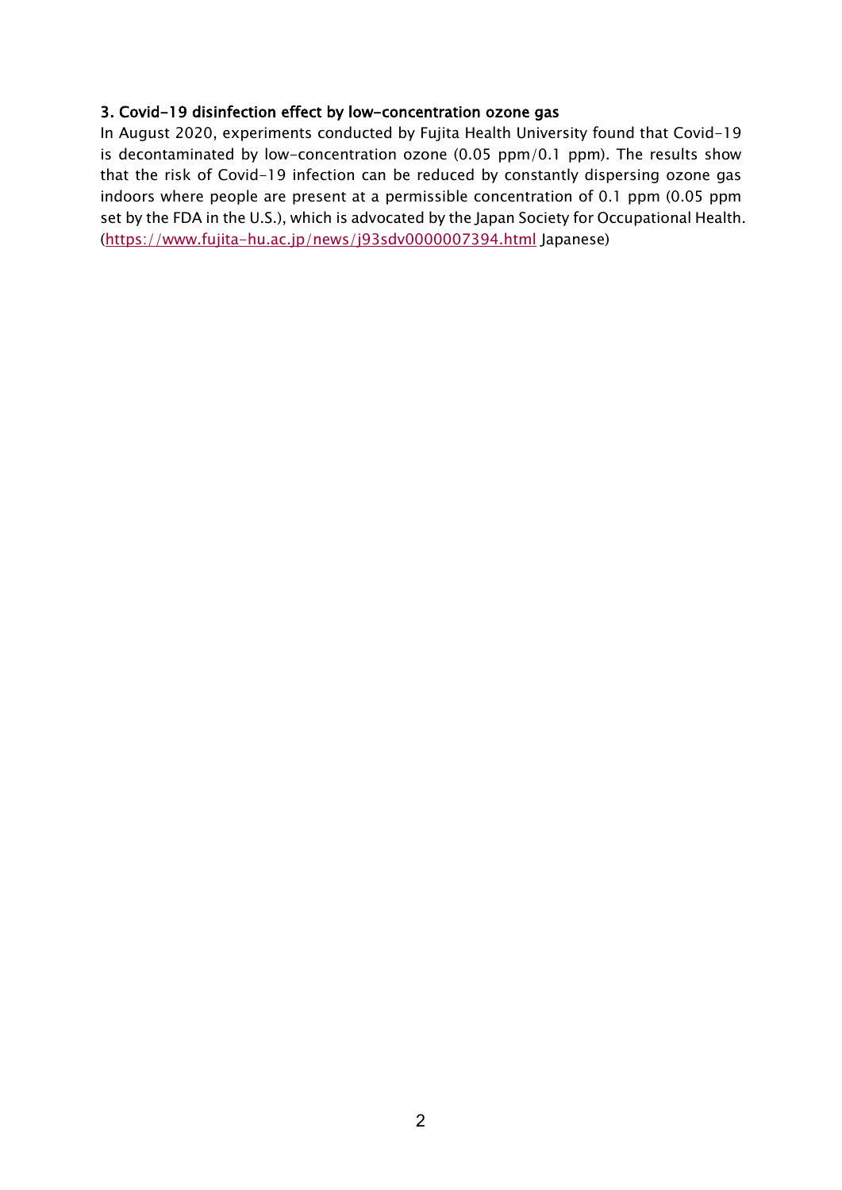### 3. Covid-19 disinfection effect by low-concentration ozone gas

In August 2020, experiments conducted by Fujita Health University found that Covid-19 is decontaminated by low-concentration ozone (0.05 ppm/0.1 ppm). The results show that the risk of Covid-19 infection can be reduced by constantly dispersing ozone gas indoors where people are present at a permissible concentration of 0.1 ppm (0.05 ppm set by the FDA in the U.S.), which is advocated by the Japan Society for Occupational Health. (https://www.fujita-hu.ac.jp/news/j93sdv0000007394.html Japanese)